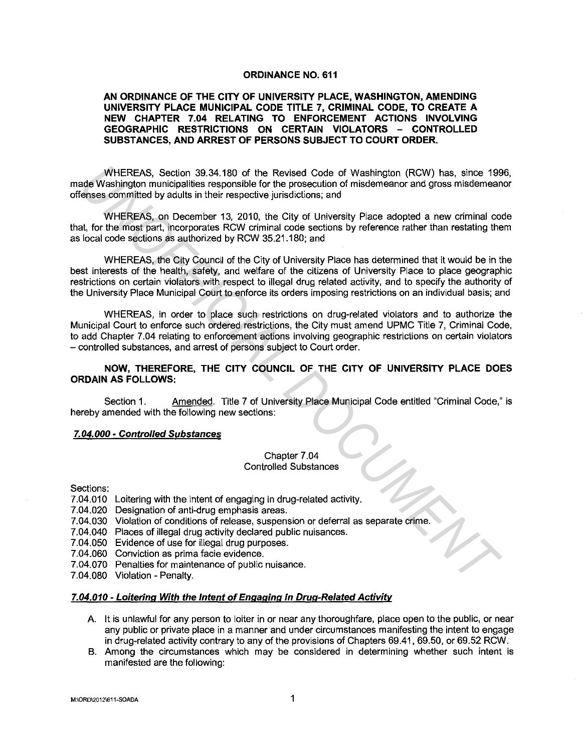**ORDINANCE NO. 611**

**AN ORDINANCE OF THE CITY OF UNIVERSITY PLACE, WASHINGTON, AMENDING UNIVERSITY PLACE MUNICIPAL CODE TITLE 7, CRIMINAL CODE, TO CREATE A NEW CHAPTER 7.04 RELATING TO ENFORCEMENT ACTIONS INVOLVING GEOGRAPHIC RESTRICTIONS ON CERTAIN VIOLATORS – CONTROLLED SUBSTANCES, AND ARREST OF PERSONS SUBJECT TO COURT ORDER.**

WHEREAS, Section 39.34.180 of the Revised Code of Washington (RCW) has, since 1996, made Washington municipalities responsible for the prosecution of misdemeanor and gross misdemeanor offenses committed by adults in their respective jurisdictions; and

WHEREAS, on December 13, 2010, the City of University Place adopted a new criminal code that, for the most part, incorporates RCW criminal code sections by reference rather than restating them as local code sections as authorized by RCW 35.21.180; and

WHEREAS, the City Council of the City of University Place has determined that it would be in the best interests of the health, safety, and welfare of the citizens of University Place to place geographic restrictions on certain violators with respect to illegal drug related activity, and to specify the authority of the University Place Municipal Court to enforce its orders imposing restrictions on an individual basis; and

WHEREAS, in order to place such restrictions on drug-related violators and to authorize the Municipal Court to enforce such ordered restrictions, the City must amend UPMC Title 7, Criminal Code, to add Chapter 7.04 relating to enforcement actions involving geographic restrictions on certain violators – controlled substances, and arrest of persons subject to Court order.

**NOW, THEREFORE, THE CITY COUNCIL OF THE CITY OF UNIVERSITY PLACE DOES ORDAIN AS FOLLOWS:**

Section 1. Amended. Title 7 of University Place Municipal Code entitled "Criminal Code," is hereby amended with the following new sections:

***7.04.000 - Controlled Substances***

Chapter 7.04
Controlled Substances

Sections:
7.04.010 Loitering with the intent of engaging in drug-related activity.
7.04.020 Designation of anti-drug emphasis areas.
7.04.030 Violation of conditions of release, suspension or deferral as separate crime.
7.04.040 Places of illegal drug activity declared public nuisances.
7.04.050 Evidence of use for illegal drug purposes.
7.04.060 Conviction as prima facie evidence.
7.04.070 Penalties for maintenance of public nuisance.
7.04.080 Violation - Penalty.

***7.04.010 - Loitering With the Intent of Engaging in Drug-Related Activity***

A. It is unlawful for any person to loiter in or near any thoroughfare, place open to the public, or near any public or private place in a manner and under circumstances manifesting the intent to engage in drug-related activity contrary to any of the provisions of Chapters 69.41, 69.50, or 69.52 RCW.
B. Among the circumstances which may be considered in determining whether such intent is manifested are the following: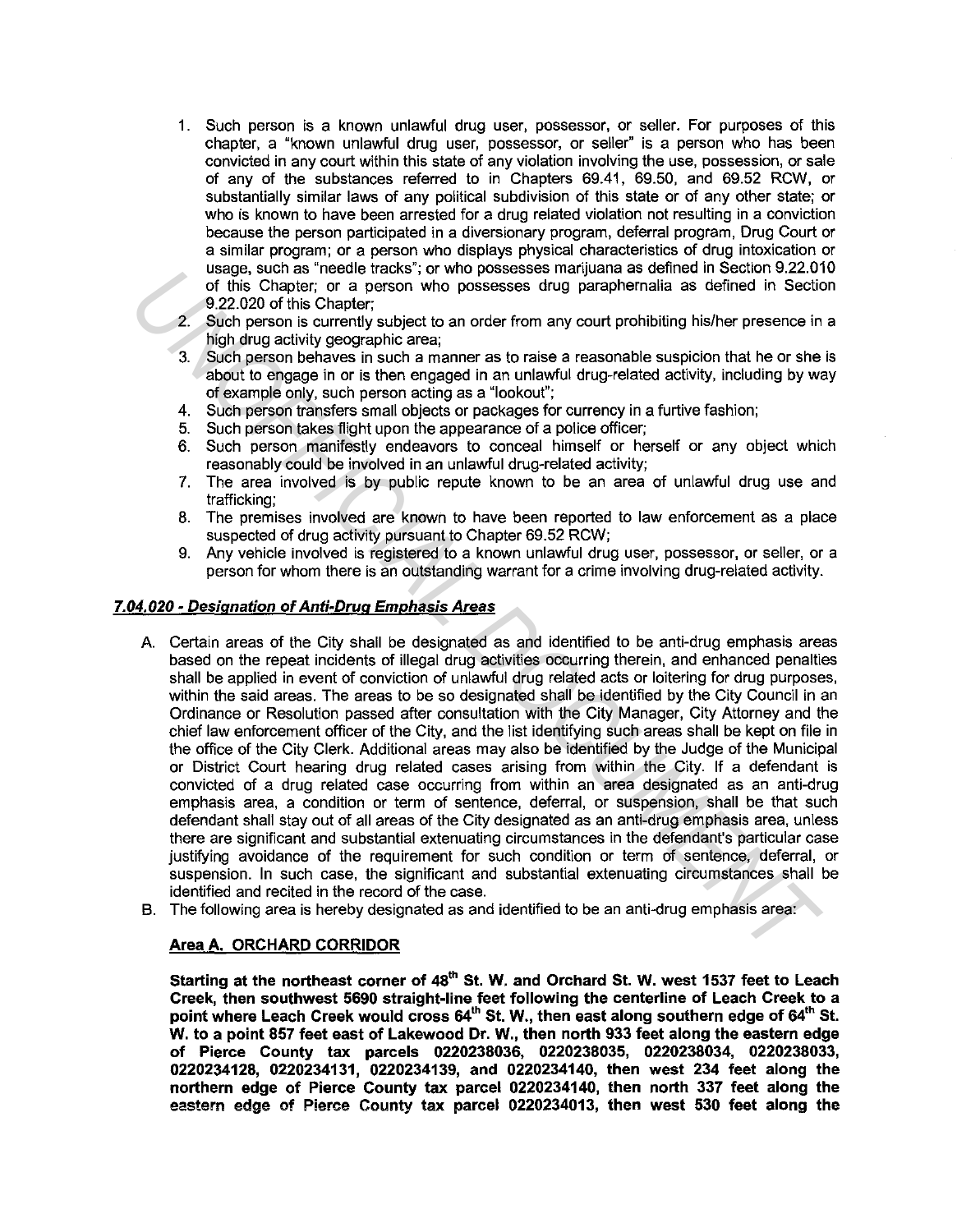1. Such person is a known unlawful drug user, possessor, or seller. For purposes of this chapter, a "known unlawful drug user, possessor, or seller" is a person who has been convicted in any court within this state of any violation involving the use, possession, or sale of any of the substances referred to in Chapters 69.41, 69.50, and 69.52 RCW, or substantially similar laws of any political subdivision of this state or of any other state; or who is known to have been arrested for a drug related violation not resulting in a conviction because the person participated in a diversionary program, deferral program, Drug Court or a similar program; or a person who displays physical characteristics of drug intoxication or usage, such as "needle tracks"; or who possesses marijuana as defined in Section 9.22.010 of this Chapter; or a person who possesses drug paraphernalia as defined in Section 9.22.020 of this Chapter;
2. Such person is currently subject to an order from any court prohibiting his/her presence in a high drug activity geographic area;
3. Such person behaves in such a manner as to raise a reasonable suspicion that he or she is about to engage in or is then engaged in an unlawful drug-related activity, including by way of example only, such person acting as a "lookout";
4. Such person transfers small objects or packages for currency in a furtive fashion;
5. Such person takes flight upon the appearance of a police officer;
6. Such person manifestly endeavors to conceal himself or herself or any object which reasonably could be involved in an unlawful drug-related activity;
7. The area involved is by public repute known to be an area of unlawful drug use and trafficking;
8. The premises involved are known to have been reported to law enforcement as a place suspected of drug activity pursuant to Chapter 69.52 RCW;
9. Any vehicle involved is registered to a known unlawful drug user, possessor, or seller, or a person for whom there is an outstanding warrant for a crime involving drug-related activity.

***7.04.020 - Designation of Anti-Drug Emphasis Areas***

A. Certain areas of the City shall be designated as and identified to be anti-drug emphasis areas based on the repeat incidents of illegal drug activities occurring therein, and enhanced penalties shall be applied in event of conviction of unlawful drug related acts or loitering for drug purposes, within the said areas. The areas to be so designated shall be identified by the City Council in an Ordinance or Resolution passed after consultation with the City Manager, City Attorney and the chief law enforcement officer of the City, and the list identifying such areas shall be kept on file in the office of the City Clerk. Additional areas may also be identified by the Judge of the Municipal or District Court hearing drug related cases arising from within the City. If a defendant is convicted of a drug related case occurring from within an area designated as an anti-drug emphasis area, a condition or term of sentence, deferral, or suspension, shall be that such defendant shall stay out of all areas of the City designated as an anti-drug emphasis area, unless there are significant and substantial extenuating circumstances in the defendant's particular case justifying avoidance of the requirement for such condition or term of sentence, deferral, or suspension. In such case, the significant and substantial extenuating circumstances shall be identified and recited in the record of the case.

B. The following area is hereby designated as and identified to be an anti-drug emphasis area:

**Area A. ORCHARD CORRIDOR**

**Starting at the northeast corner of 48th St. W. and Orchard St. W. west 1537 feet to Leach Creek, then southwest 5690 straight-line feet following the centerline of Leach Creek to a point where Leach Creek would cross 64th St. W., then east along southern edge of 64th St. W. to a point 857 feet east of Lakewood Dr. W., then north 933 feet along the eastern edge of Pierce County tax parcels 0220238036, 0220238035, 0220238034, 0220238033, 0220234128, 0220234131, 0220234139, and 0220234140, then west 234 feet along the northern edge of Pierce County tax parcel 0220234140, then north 337 feet along the eastern edge of Pierce County tax parcel 0220234013, then west 530 feet along the**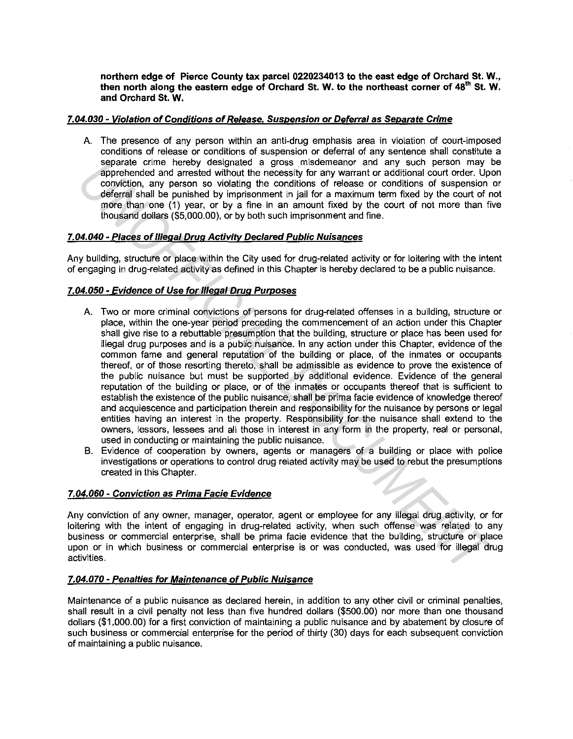**northern edge of Pierce County tax parcel 0220234013 to the east edge of Orchard St. W., then north along the eastern edge of Orchard St. W. to the northeast corner of 48th St. W. and Orchard St. W.**

### *7.04.030 - Violation of Conditions of Release, Suspension or Deferral as Separate Crime*

A. The presence of any person within an anti-drug emphasis area in violation of court-imposed conditions of release or conditions of suspension or deferral of any sentence shall constitute a separate crime hereby designated a gross misdemeanor and any such person may be apprehended and arrested without the necessity for any warrant or additional court order. Upon conviction, any person so violating the conditions of release or conditions of suspension or deferral shall be punished by imprisonment in jail for a maximum term fixed by the court of not more than one (1) year, or by a fine in an amount fixed by the court of not more than five thousand dollars ($5,000.00), or by both such imprisonment and fine.

### *7.04.040 - Places of Illegal Drug Activity Declared Public Nuisances*

Any building, structure or place within the City used for drug-related activity or for loitering with the intent of engaging in drug-related activity as defined in this Chapter is hereby declared to be a public nuisance.

### *7.04.050 - Evidence of Use for Illegal Drug Purposes*

A. Two or more criminal convictions of persons for drug-related offenses in a building, structure or place, within the one-year period preceding the commencement of an action under this Chapter shall give rise to a rebuttable presumption that the building, structure or place has been used for illegal drug purposes and is a public nuisance. In any action under this Chapter, evidence of the common fame and general reputation of the building or place, of the inmates or occupants thereof, or of those resorting thereto, shall be admissible as evidence to prove the existence of the public nuisance but must be supported by additional evidence. Evidence of the general reputation of the building or place, or of the inmates or occupants thereof that is sufficient to establish the existence of the public nuisance, shall be prima facie evidence of knowledge thereof and acquiescence and participation therein and responsibility for the nuisance by persons or legal entities having an interest in the property. Responsibility for the nuisance shall extend to the owners, lessors, lessees and all those in interest in any form in the property, real or personal, used in conducting or maintaining the public nuisance.
B. Evidence of cooperation by owners, agents or managers of a building or place with police investigations or operations to control drug related activity may be used to rebut the presumptions created in this Chapter.

### *7.04.060 - Conviction as Prima Facie Evidence*

Any conviction of any owner, manager, operator, agent or employee for any illegal drug activity, or for loitering with the intent of engaging in drug-related activity, when such offense was related to any business or commercial enterprise, shall be prima facie evidence that the building, structure or place upon or in which business or commercial enterprise is or was conducted, was used for illegal drug activities.

### *7.04.070 - Penalties for Maintenance of Public Nuisance*

Maintenance of a public nuisance as declared herein, in addition to any other civil or criminal penalties, shall result in a civil penalty not less than five hundred dollars ($500.00) nor more than one thousand dollars ($1,000.00) for a first conviction of maintaining a public nuisance and by abatement by closure of such business or commercial enterprise for the period of thirty (30) days for each subsequent conviction of maintaining a public nuisance.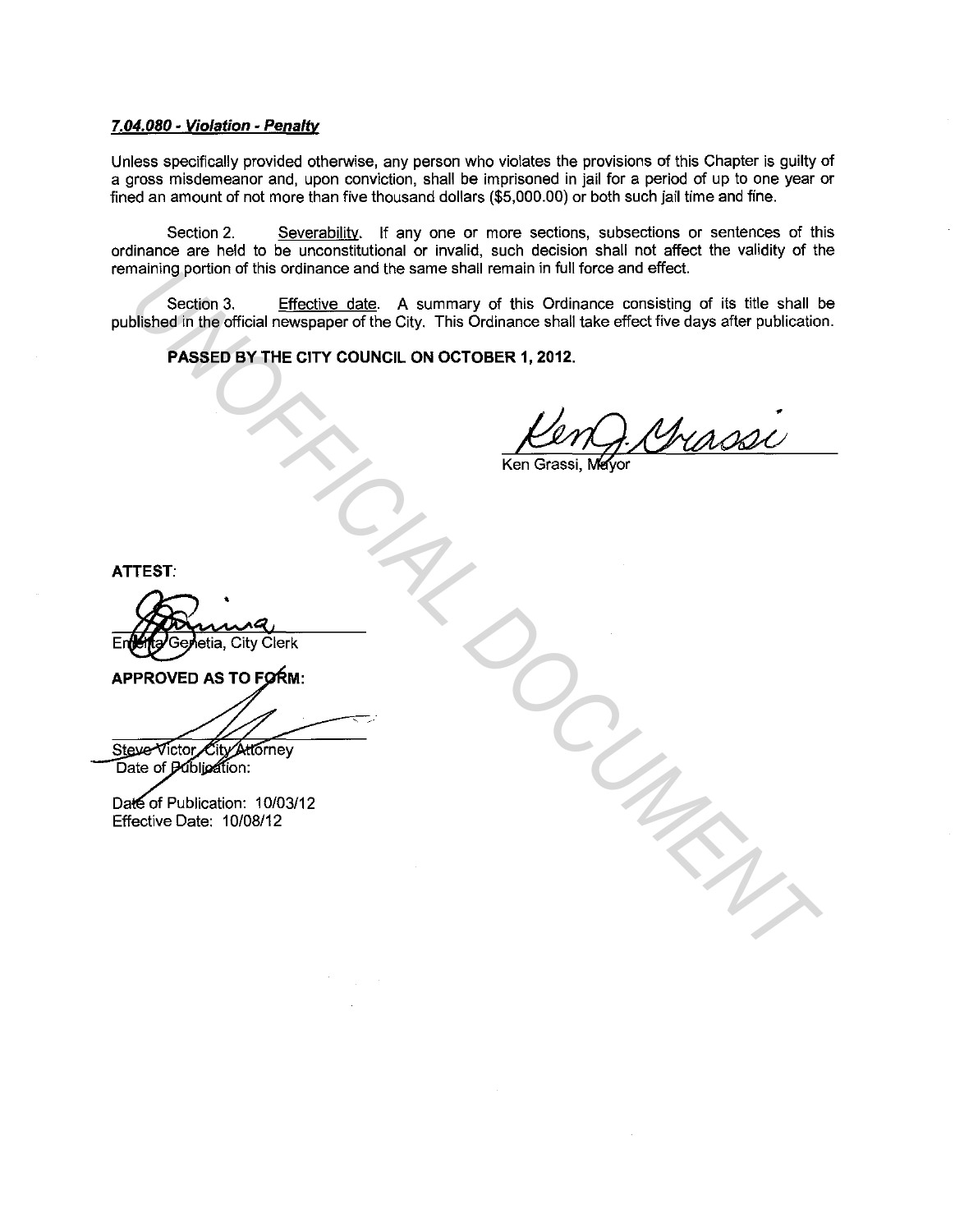***7.04.080 - Violation - Penalty***

Unless specifically provided otherwise, any person who violates the provisions of this Chapter is guilty of a gross misdemeanor and, upon conviction, shall be imprisoned in jail for a period of up to one year or fined an amount of not more than five thousand dollars ($5,000.00) or both such jail time and fine.

Section 2. Severability. If any one or more sections, subsections or sentences of this ordinance are held to be unconstitutional or invalid, such decision shall not affect the validity of the remaining portion of this ordinance and the same shall remain in full force and effect.

Section 3. Effective date. A summary of this Ordinance consisting of its title shall be published in the official newspaper of the City. This Ordinance shall take effect five days after publication.

**PASSED BY THE CITY COUNCIL ON OCTOBER 1, 2012.**

Ken Grassi, Mayor

**ATTEST:**

Emelita Genetia, City Clerk

**APPROVED AS TO FORM:**

Steve Victor, City Attorney

Date of Publication:

Date of Publication: 10/03/12

Effective Date: 10/08/12